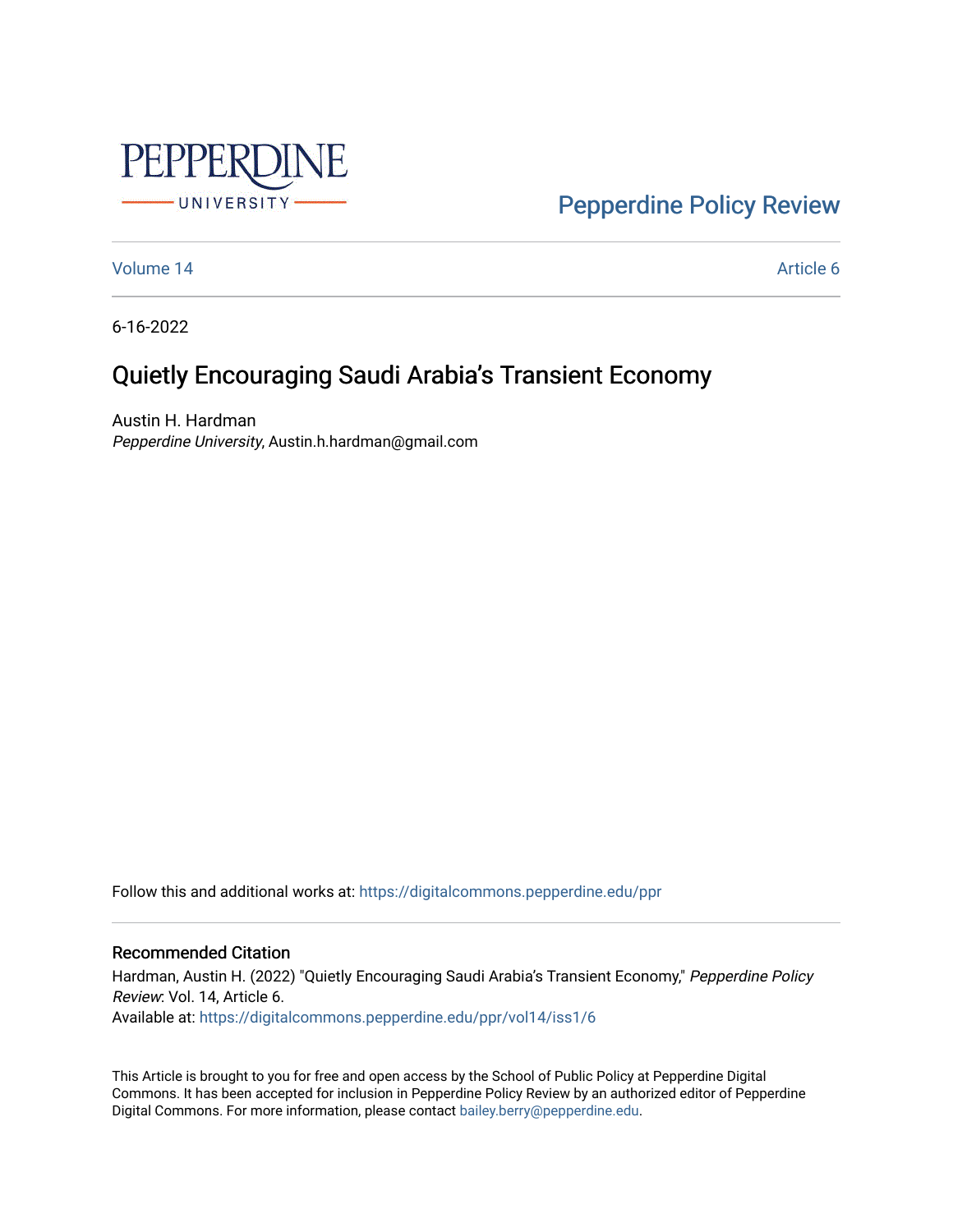Pepperdine Policy Review

Volume 14 | Article 6

6-16-2022

# Quietly Encouraging Saudi Arabia's Transient Economy

Austin H. Hardman
*Pepperdine University*, Austin.h.hardman@gmail.com

Follow this and additional works at: https://digitalcommons.pepperdine.edu/ppr

## Recommended Citation

Hardman, Austin H. (2022) "Quietly Encouraging Saudi Arabia's Transient Economy," *Pepperdine Policy Review*: Vol. 14, Article 6.
Available at: https://digitalcommons.pepperdine.edu/ppr/vol14/iss1/6

This Article is brought to you for free and open access by the School of Public Policy at Pepperdine Digital Commons. It has been accepted for inclusion in Pepperdine Policy Review by an authorized editor of Pepperdine Digital Commons. For more information, please contact bailey.berry@pepperdine.edu.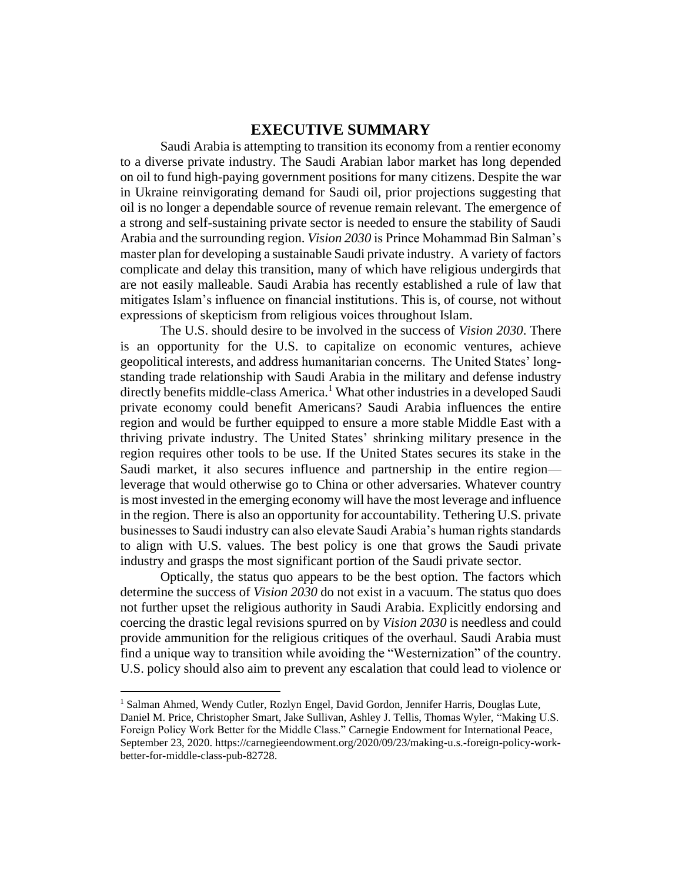# EXECUTIVE SUMMARY

Saudi Arabia is attempting to transition its economy from a rentier economy to a diverse private industry. The Saudi Arabian labor market has long depended on oil to fund high-paying government positions for many citizens. Despite the war in Ukraine reinvigorating demand for Saudi oil, prior projections suggesting that oil is no longer a dependable source of revenue remain relevant. The emergence of a strong and self-sustaining private sector is needed to ensure the stability of Saudi Arabia and the surrounding region. *Vision 2030* is Prince Mohammad Bin Salman's master plan for developing a sustainable Saudi private industry. A variety of factors complicate and delay this transition, many of which have religious undergirds that are not easily malleable. Saudi Arabia has recently established a rule of law that mitigates Islam's influence on financial institutions. This is, of course, not without expressions of skepticism from religious voices throughout Islam.

The U.S. should desire to be involved in the success of *Vision 2030*. There is an opportunity for the U.S. to capitalize on economic ventures, achieve geopolitical interests, and address humanitarian concerns. The United States' long-standing trade relationship with Saudi Arabia in the military and defense industry directly benefits middle-class America.[1] What other industries in a developed Saudi private economy could benefit Americans? Saudi Arabia influences the entire region and would be further equipped to ensure a more stable Middle East with a thriving private industry. The United States' shrinking military presence in the region requires other tools to be use. If the United States secures its stake in the Saudi market, it also secures influence and partnership in the entire region—leverage that would otherwise go to China or other adversaries. Whatever country is most invested in the emerging economy will have the most leverage and influence in the region. There is also an opportunity for accountability. Tethering U.S. private businesses to Saudi industry can also elevate Saudi Arabia's human rights standards to align with U.S. values. The best policy is one that grows the Saudi private industry and grasps the most significant portion of the Saudi private sector.

Optically, the status quo appears to be the best option. The factors which determine the success of *Vision 2030* do not exist in a vacuum. The status quo does not further upset the religious authority in Saudi Arabia. Explicitly endorsing and coercing the drastic legal revisions spurred on by *Vision 2030* is needless and could provide ammunition for the religious critiques of the overhaul. Saudi Arabia must find a unique way to transition while avoiding the "Westernization" of the country. U.S. policy should also aim to prevent any escalation that could lead to violence or

---

[1] Salman Ahmed, Wendy Cutler, Rozlyn Engel, David Gordon, Jennifer Harris, Douglas Lute, Daniel M. Price, Christopher Smart, Jake Sullivan, Ashley J. Tellis, Thomas Wyler, "Making U.S. Foreign Policy Work Better for the Middle Class." Carnegie Endowment for International Peace, September 23, 2020. https://carnegieendowment.org/2020/09/23/making-u.s.-foreign-policy-work-better-for-middle-class-pub-82728.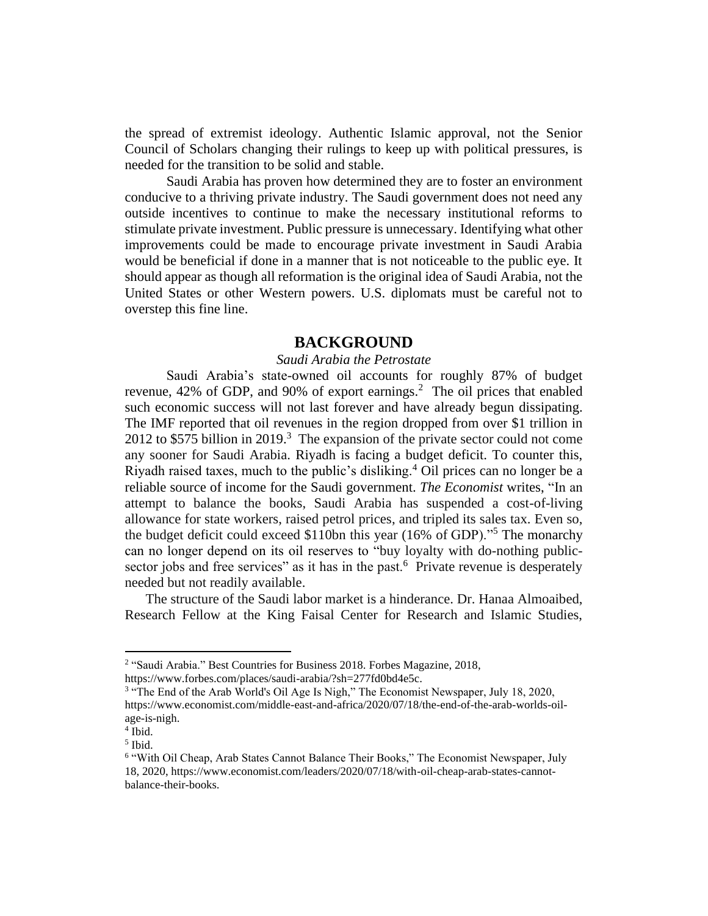the spread of extremist ideology. Authentic Islamic approval, not the Senior Council of Scholars changing their rulings to keep up with political pressures, is needed for the transition to be solid and stable.

Saudi Arabia has proven how determined they are to foster an environment conducive to a thriving private industry. The Saudi government does not need any outside incentives to continue to make the necessary institutional reforms to stimulate private investment. Public pressure is unnecessary. Identifying what other improvements could be made to encourage private investment in Saudi Arabia would be beneficial if done in a manner that is not noticeable to the public eye. It should appear as though all reformation is the original idea of Saudi Arabia, not the United States or other Western powers. U.S. diplomats must be careful not to overstep this fine line.

## BACKGROUND

### *Saudi Arabia the Petrostate*

Saudi Arabia's state-owned oil accounts for roughly 87% of budget revenue, 42% of GDP, and 90% of export earnings.[2] The oil prices that enabled such economic success will not last forever and have already begun dissipating. The IMF reported that oil revenues in the region dropped from over $1 trillion in 2012 to $575 billion in 2019.[3] The expansion of the private sector could not come any sooner for Saudi Arabia. Riyadh is facing a budget deficit. To counter this, Riyadh raised taxes, much to the public's disliking.[4] Oil prices can no longer be a reliable source of income for the Saudi government. *The Economist* writes, "In an attempt to balance the books, Saudi Arabia has suspended a cost-of-living allowance for state workers, raised petrol prices, and tripled its sales tax. Even so, the budget deficit could exceed $110bn this year (16% of GDP)."[5] The monarchy can no longer depend on its oil reserves to "buy loyalty with do-nothing public-sector jobs and free services" as it has in the past.[6] Private revenue is desperately needed but not readily available.

The structure of the Saudi labor market is a hinderance. Dr. Hanaa Almoaibed, Research Fellow at the King Faisal Center for Research and Islamic Studies,

---

[2] "Saudi Arabia." Best Countries for Business 2018. Forbes Magazine, 2018, https://www.forbes.com/places/saudi-arabia/?sh=277fd0bd4e5c.

[3] "The End of the Arab World's Oil Age Is Nigh," The Economist Newspaper, July 18, 2020, https://www.economist.com/middle-east-and-africa/2020/07/18/the-end-of-the-arab-worlds-oil-age-is-nigh.

[4] Ibid.

[5] Ibid.

[6] "With Oil Cheap, Arab States Cannot Balance Their Books," The Economist Newspaper, July 18, 2020, https://www.economist.com/leaders/2020/07/18/with-oil-cheap-arab-states-cannot-balance-their-books.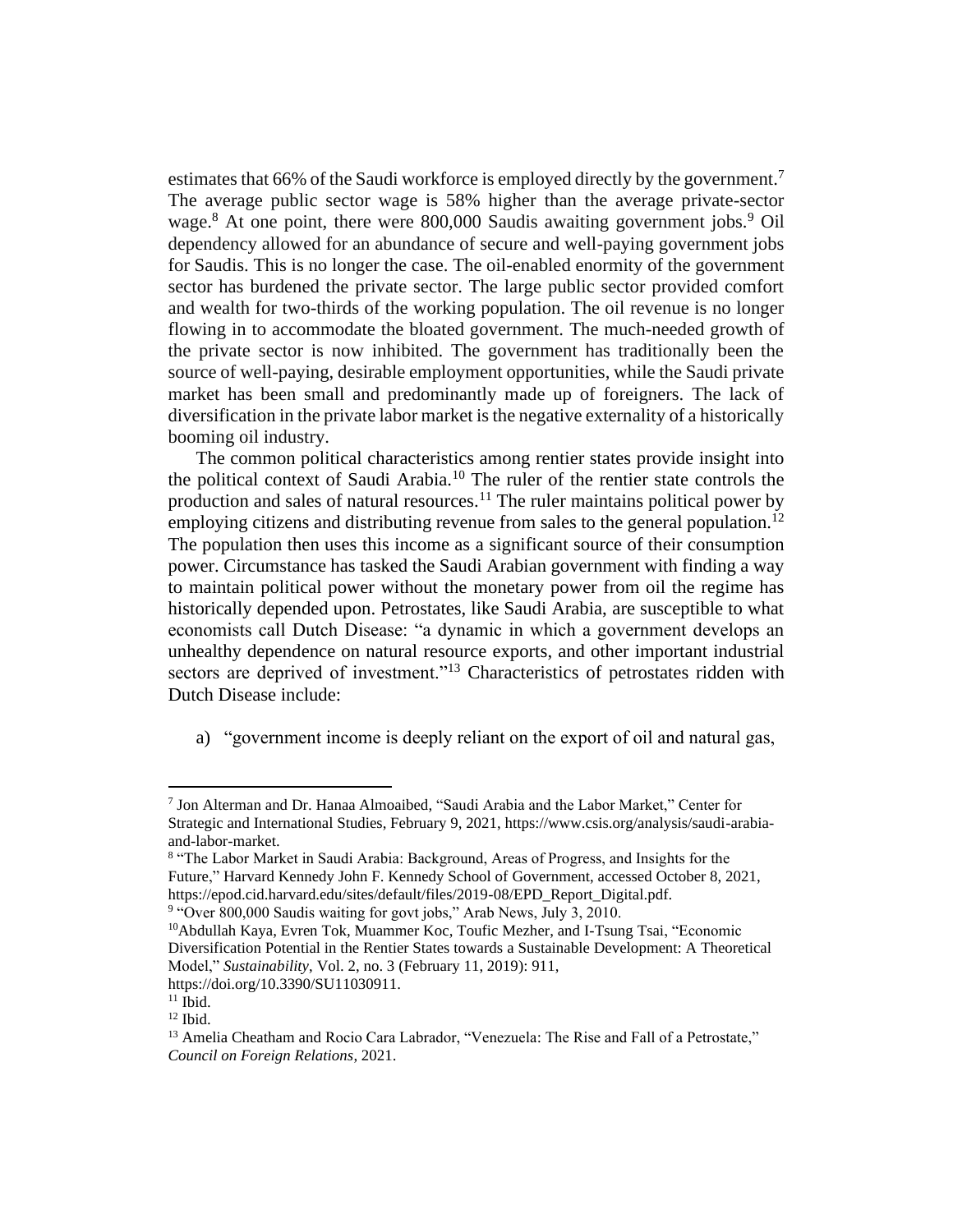estimates that 66% of the Saudi workforce is employed directly by the government.[7] The average public sector wage is 58% higher than the average private-sector wage.[8] At one point, there were 800,000 Saudis awaiting government jobs.[9] Oil dependency allowed for an abundance of secure and well-paying government jobs for Saudis. This is no longer the case. The oil-enabled enormity of the government sector has burdened the private sector. The large public sector provided comfort and wealth for two-thirds of the working population. The oil revenue is no longer flowing in to accommodate the bloated government. The much-needed growth of the private sector is now inhibited. The government has traditionally been the source of well-paying, desirable employment opportunities, while the Saudi private market has been small and predominantly made up of foreigners. The lack of diversification in the private labor market is the negative externality of a historically booming oil industry.

The common political characteristics among rentier states provide insight into the political context of Saudi Arabia.[10] The ruler of the rentier state controls the production and sales of natural resources.[11] The ruler maintains political power by employing citizens and distributing revenue from sales to the general population.[12] The population then uses this income as a significant source of their consumption power. Circumstance has tasked the Saudi Arabian government with finding a way to maintain political power without the monetary power from oil the regime has historically depended upon. Petrostates, like Saudi Arabia, are susceptible to what economists call Dutch Disease: "a dynamic in which a government develops an unhealthy dependence on natural resource exports, and other important industrial sectors are deprived of investment."[13] Characteristics of petrostates ridden with Dutch Disease include:

a) "government income is deeply reliant on the export of oil and natural gas,

---

[7] Jon Alterman and Dr. Hanaa Almoaibed, "Saudi Arabia and the Labor Market," Center for Strategic and International Studies, February 9, 2021, https://www.csis.org/analysis/saudi-arabia-and-labor-market.

[8] "The Labor Market in Saudi Arabia: Background, Areas of Progress, and Insights for the Future," Harvard Kennedy John F. Kennedy School of Government, accessed October 8, 2021, https://epod.cid.harvard.edu/sites/default/files/2019-08/EPD_Report_Digital.pdf.

[9] "Over 800,000 Saudis waiting for govt jobs," Arab News, July 3, 2010.

[10] Abdullah Kaya, Evren Tok, Muammer Koc, Toufic Mezher, and I-Tsung Tsai, "Economic Diversification Potential in the Rentier States towards a Sustainable Development: A Theoretical Model," *Sustainability*, Vol. 2, no. 3 (February 11, 2019): 911, https://doi.org/10.3390/SU11030911.

[11] Ibid.

[12] Ibid.

[13] Amelia Cheatham and Rocio Cara Labrador, "Venezuela: The Rise and Fall of a Petrostate," *Council on Foreign Relations*, 2021.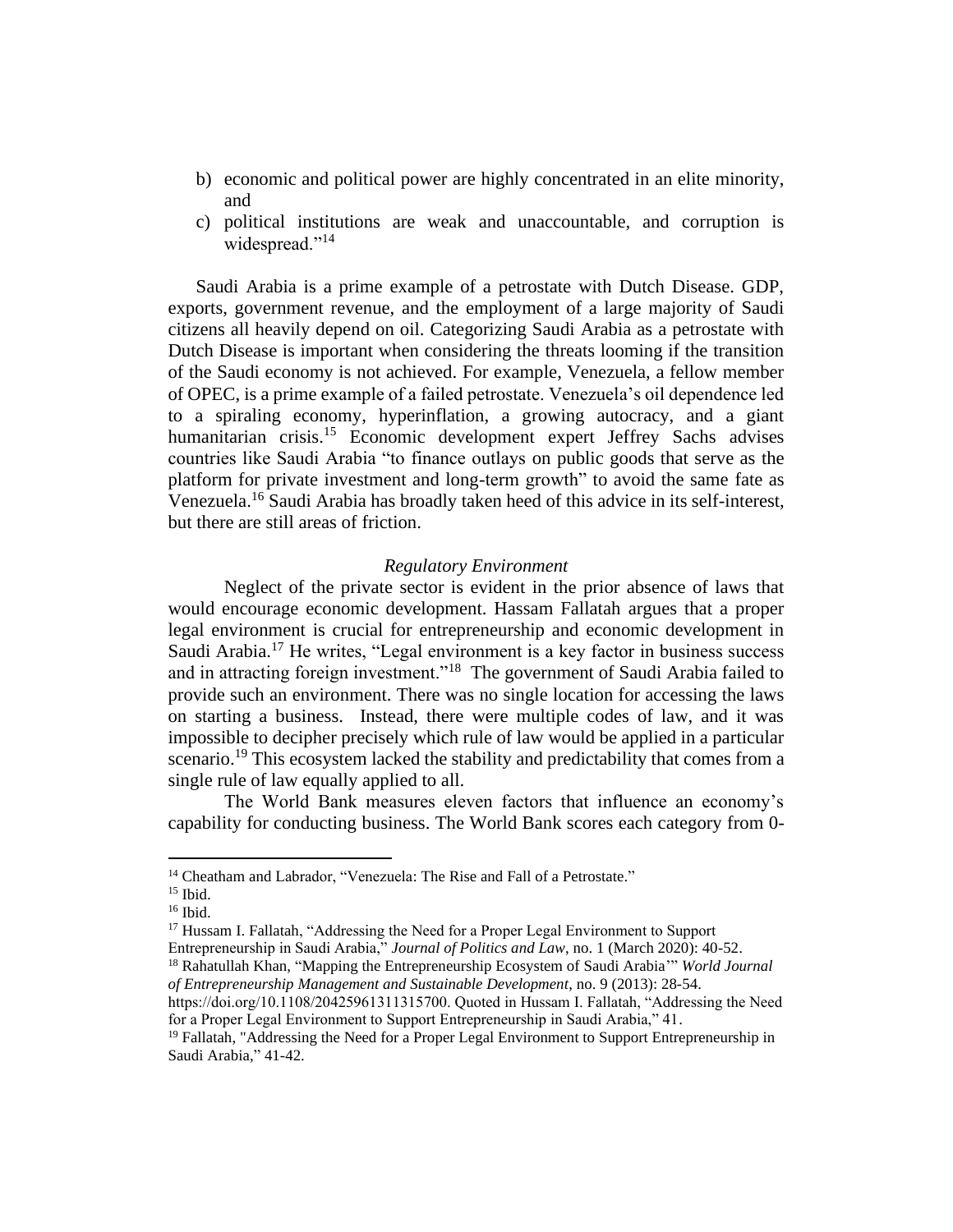b) economic and political power are highly concentrated in an elite minority, and
c) political institutions are weak and unaccountable, and corruption is widespread."[14]

Saudi Arabia is a prime example of a petrostate with Dutch Disease. GDP, exports, government revenue, and the employment of a large majority of Saudi citizens all heavily depend on oil. Categorizing Saudi Arabia as a petrostate with Dutch Disease is important when considering the threats looming if the transition of the Saudi economy is not achieved. For example, Venezuela, a fellow member of OPEC, is a prime example of a failed petrostate. Venezuela's oil dependence led to a spiraling economy, hyperinflation, a growing autocracy, and a giant humanitarian crisis.[15] Economic development expert Jeffrey Sachs advises countries like Saudi Arabia "to finance outlays on public goods that serve as the platform for private investment and long-term growth" to avoid the same fate as Venezuela.[16] Saudi Arabia has broadly taken heed of this advice in its self-interest, but there are still areas of friction.

*Regulatory Environment*

Neglect of the private sector is evident in the prior absence of laws that would encourage economic development. Hassam Fallatah argues that a proper legal environment is crucial for entrepreneurship and economic development in Saudi Arabia.[17] He writes, "Legal environment is a key factor in business success and in attracting foreign investment."[18] The government of Saudi Arabia failed to provide such an environment. There was no single location for accessing the laws on starting a business. Instead, there were multiple codes of law, and it was impossible to decipher precisely which rule of law would be applied in a particular scenario.[19] This ecosystem lacked the stability and predictability that comes from a single rule of law equally applied to all.

The World Bank measures eleven factors that influence an economy's capability for conducting business. The World Bank scores each category from 0-

---

[14] Cheatham and Labrador, "Venezuela: The Rise and Fall of a Petrostate."
[15] Ibid.
[16] Ibid.
[17] Hussam I. Fallatah, "Addressing the Need for a Proper Legal Environment to Support Entrepreneurship in Saudi Arabia," *Journal of Politics and Law*, no. 1 (March 2020): 40-52.
[18] Rahatullah Khan, "Mapping the Entrepreneurship Ecosystem of Saudi Arabia'" *World Journal of Entrepreneurship Management and Sustainable Development*, no. 9 (2013): 28-54. https://doi.org/10.1108/20425961311315700. Quoted in Hussam I. Fallatah, "Addressing the Need for a Proper Legal Environment to Support Entrepreneurship in Saudi Arabia," 41.
[19] Fallatah, "Addressing the Need for a Proper Legal Environment to Support Entrepreneurship in Saudi Arabia," 41-42.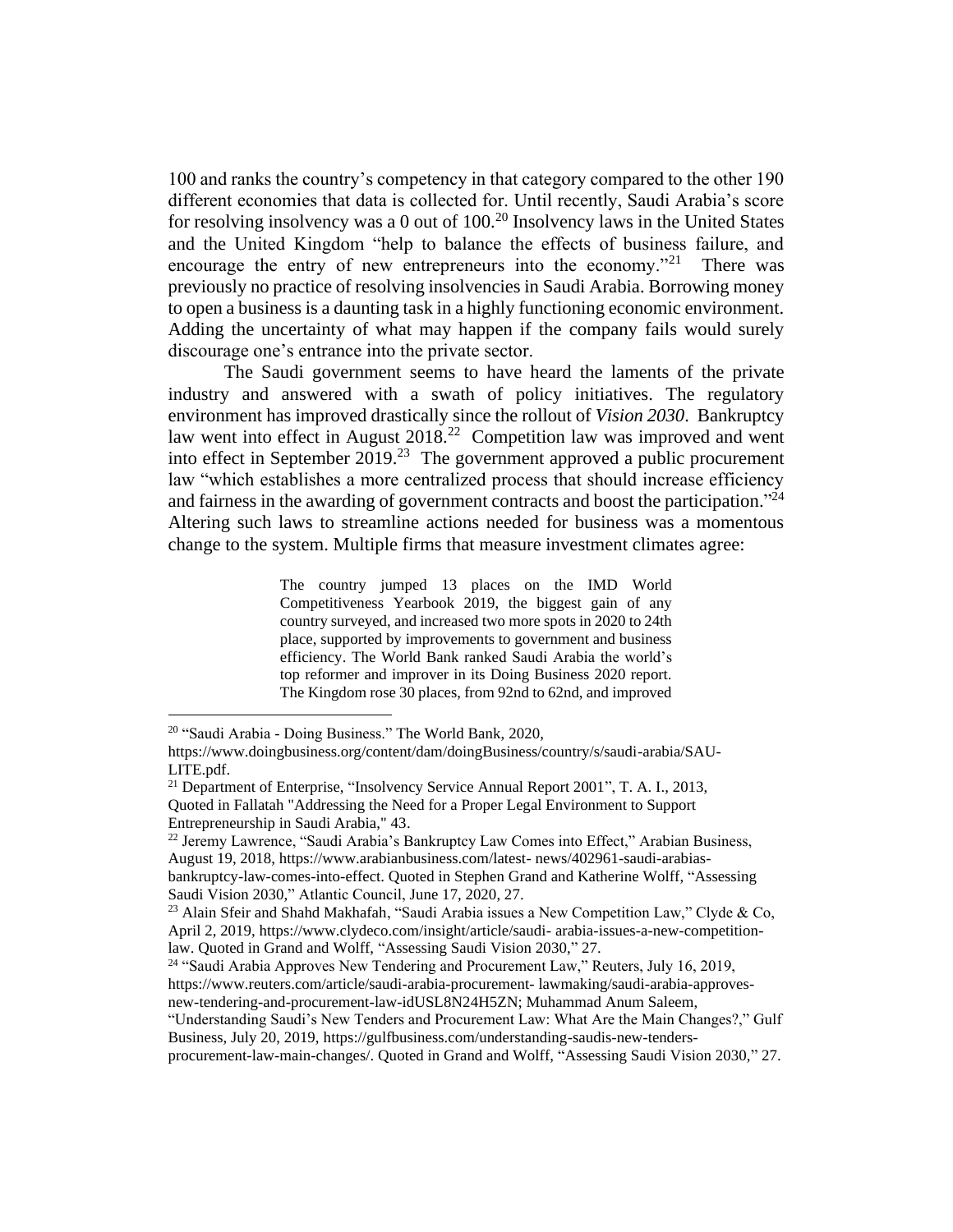100 and ranks the country's competency in that category compared to the other 190 different economies that data is collected for. Until recently, Saudi Arabia's score for resolving insolvency was a 0 out of 100.[20] Insolvency laws in the United States and the United Kingdom "help to balance the effects of business failure, and encourage the entry of new entrepreneurs into the economy."[21] There was previously no practice of resolving insolvencies in Saudi Arabia. Borrowing money to open a business is a daunting task in a highly functioning economic environment. Adding the uncertainty of what may happen if the company fails would surely discourage one's entrance into the private sector.

The Saudi government seems to have heard the laments of the private industry and answered with a swath of policy initiatives. The regulatory environment has improved drastically since the rollout of *Vision 2030*. Bankruptcy law went into effect in August 2018.[22] Competition law was improved and went into effect in September 2019.[23] The government approved a public procurement law "which establishes a more centralized process that should increase efficiency and fairness in the awarding of government contracts and boost the participation."[24] Altering such laws to streamline actions needed for business was a momentous change to the system. Multiple firms that measure investment climates agree:

> The country jumped 13 places on the IMD World Competitiveness Yearbook 2019, the biggest gain of any country surveyed, and increased two more spots in 2020 to 24th place, supported by improvements to government and business efficiency. The World Bank ranked Saudi Arabia the world's top reformer and improver in its Doing Business 2020 report. The Kingdom rose 30 places, from 92nd to 62nd, and improved

---

[20] "Saudi Arabia - Doing Business." The World Bank, 2020, https://www.doingbusiness.org/content/dam/doingBusiness/country/s/saudi-arabia/SAU-LITE.pdf.

[21] Department of Enterprise, "Insolvency Service Annual Report 2001", T. A. I., 2013, Quoted in Fallatah "Addressing the Need for a Proper Legal Environment to Support Entrepreneurship in Saudi Arabia," 43.

[22] Jeremy Lawrence, "Saudi Arabia's Bankruptcy Law Comes into Effect," Arabian Business, August 19, 2018, https://www.arabianbusiness.com/latest- news/402961-saudi-arabias-bankruptcy-law-comes-into-effect. Quoted in Stephen Grand and Katherine Wolff, "Assessing Saudi Vision 2030," Atlantic Council, June 17, 2020, 27.

[23] Alain Sfeir and Shahd Makhafah, "Saudi Arabia issues a New Competition Law," Clyde & Co, April 2, 2019, https://www.clydeco.com/insight/article/saudi- arabia-issues-a-new-competition-law. Quoted in Grand and Wolff, "Assessing Saudi Vision 2030," 27.

[24] "Saudi Arabia Approves New Tendering and Procurement Law," Reuters, July 16, 2019, https://www.reuters.com/article/saudi-arabia-procurement- lawmaking/saudi-arabia-approves-new-tendering-and-procurement-law-idUSL8N24H5ZN; Muhammad Anum Saleem, "Understanding Saudi's New Tenders and Procurement Law: What Are the Main Changes?," Gulf Business, July 20, 2019, https://gulfbusiness.com/understanding-saudis-new-tenders-procurement-law-main-changes/. Quoted in Grand and Wolff, "Assessing Saudi Vision 2030," 27.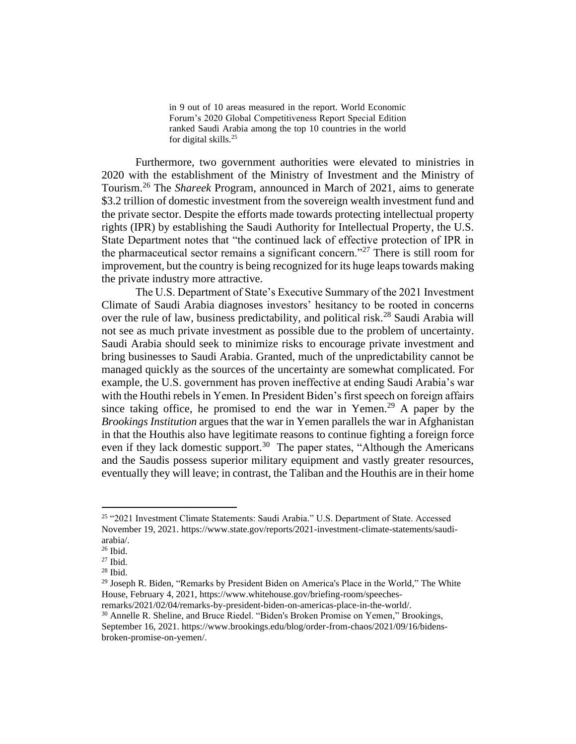> in 9 out of 10 areas measured in the report. World Economic Forum's 2020 Global Competitiveness Report Special Edition ranked Saudi Arabia among the top 10 countries in the world for digital skills.[25]

Furthermore, two government authorities were elevated to ministries in 2020 with the establishment of the Ministry of Investment and the Ministry of Tourism.[26] The *Shareek* Program, announced in March of 2021, aims to generate $3.2 trillion of domestic investment from the sovereign wealth investment fund and the private sector. Despite the efforts made towards protecting intellectual property rights (IPR) by establishing the Saudi Authority for Intellectual Property, the U.S. State Department notes that "the continued lack of effective protection of IPR in the pharmaceutical sector remains a significant concern."[27] There is still room for improvement, but the country is being recognized for its huge leaps towards making the private industry more attractive.

The U.S. Department of State's Executive Summary of the 2021 Investment Climate of Saudi Arabia diagnoses investors' hesitancy to be rooted in concerns over the rule of law, business predictability, and political risk.[28] Saudi Arabia will not see as much private investment as possible due to the problem of uncertainty. Saudi Arabia should seek to minimize risks to encourage private investment and bring businesses to Saudi Arabia. Granted, much of the unpredictability cannot be managed quickly as the sources of the uncertainty are somewhat complicated. For example, the U.S. government has proven ineffective at ending Saudi Arabia's war with the Houthi rebels in Yemen. In President Biden's first speech on foreign affairs since taking office, he promised to end the war in Yemen.[29] A paper by the *Brookings Institution* argues that the war in Yemen parallels the war in Afghanistan in that the Houthis also have legitimate reasons to continue fighting a foreign force even if they lack domestic support.[30] The paper states, "Although the Americans and the Saudis possess superior military equipment and vastly greater resources, eventually they will leave; in contrast, the Taliban and the Houthis are in their home

---

[25] "2021 Investment Climate Statements: Saudi Arabia." U.S. Department of State. Accessed November 19, 2021. https://www.state.gov/reports/2021-investment-climate-statements/saudi-arabia/.

[26] Ibid.

[27] Ibid.

[28] Ibid.

[29] Joseph R. Biden, "Remarks by President Biden on America's Place in the World," The White House, February 4, 2021, https://www.whitehouse.gov/briefing-room/speeches-remarks/2021/02/04/remarks-by-president-biden-on-americas-place-in-the-world/.

[30] Annelle R. Sheline, and Bruce Riedel. "Biden's Broken Promise on Yemen," Brookings, September 16, 2021. https://www.brookings.edu/blog/order-from-chaos/2021/09/16/bidens-broken-promise-on-yemen/.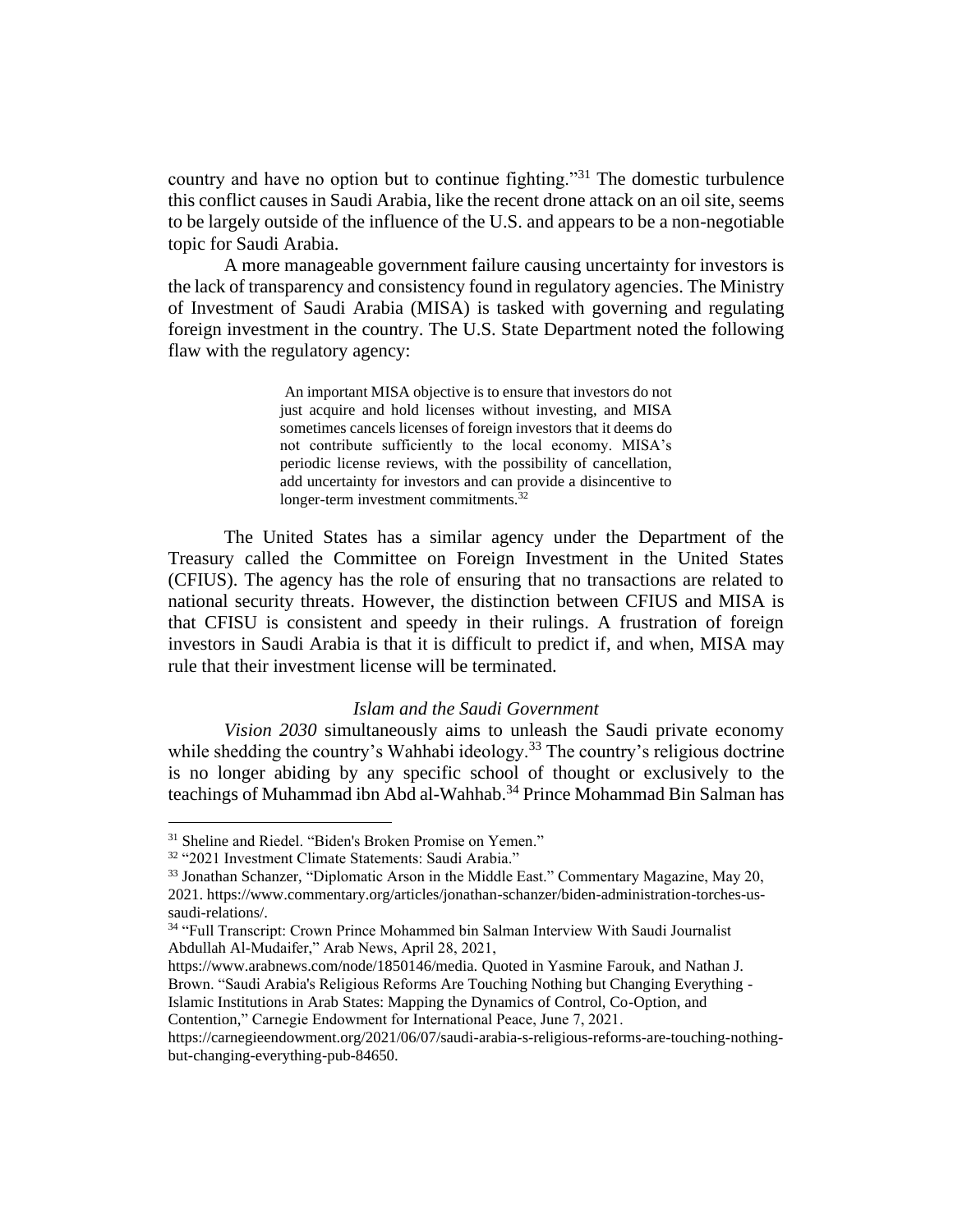country and have no option but to continue fighting."[31] The domestic turbulence this conflict causes in Saudi Arabia, like the recent drone attack on an oil site, seems to be largely outside of the influence of the U.S. and appears to be a non-negotiable topic for Saudi Arabia.

A more manageable government failure causing uncertainty for investors is the lack of transparency and consistency found in regulatory agencies. The Ministry of Investment of Saudi Arabia (MISA) is tasked with governing and regulating foreign investment in the country. The U.S. State Department noted the following flaw with the regulatory agency:

> An important MISA objective is to ensure that investors do not just acquire and hold licenses without investing, and MISA sometimes cancels licenses of foreign investors that it deems do not contribute sufficiently to the local economy. MISA's periodic license reviews, with the possibility of cancellation, add uncertainty for investors and can provide a disincentive to longer-term investment commitments.[32]

The United States has a similar agency under the Department of the Treasury called the Committee on Foreign Investment in the United States (CFIUS). The agency has the role of ensuring that no transactions are related to national security threats. However, the distinction between CFIUS and MISA is that CFISU is consistent and speedy in their rulings. A frustration of foreign investors in Saudi Arabia is that it is difficult to predict if, and when, MISA may rule that their investment license will be terminated.

### *Islam and the Saudi Government*

*Vision 2030* simultaneously aims to unleash the Saudi private economy while shedding the country's Wahhabi ideology.[33] The country's religious doctrine is no longer abiding by any specific school of thought or exclusively to the teachings of Muhammad ibn Abd al-Wahhab.[34] Prince Mohammad Bin Salman has

---

[31] Sheline and Riedel. "Biden's Broken Promise on Yemen."

[32] "2021 Investment Climate Statements: Saudi Arabia."

[33] Jonathan Schanzer, "Diplomatic Arson in the Middle East." Commentary Magazine, May 20, 2021. https://www.commentary.org/articles/jonathan-schanzer/biden-administration-torches-us-saudi-relations/.

[34] "Full Transcript: Crown Prince Mohammed bin Salman Interview With Saudi Journalist Abdullah Al-Mudaifer," Arab News, April 28, 2021, https://www.arabnews.com/node/1850146/media. Quoted in Yasmine Farouk, and Nathan J. Brown. "Saudi Arabia's Religious Reforms Are Touching Nothing but Changing Everything - Islamic Institutions in Arab States: Mapping the Dynamics of Control, Co-Option, and Contention," Carnegie Endowment for International Peace, June 7, 2021. https://carnegieendowment.org/2021/06/07/saudi-arabia-s-religious-reforms-are-touching-nothing-but-changing-everything-pub-84650.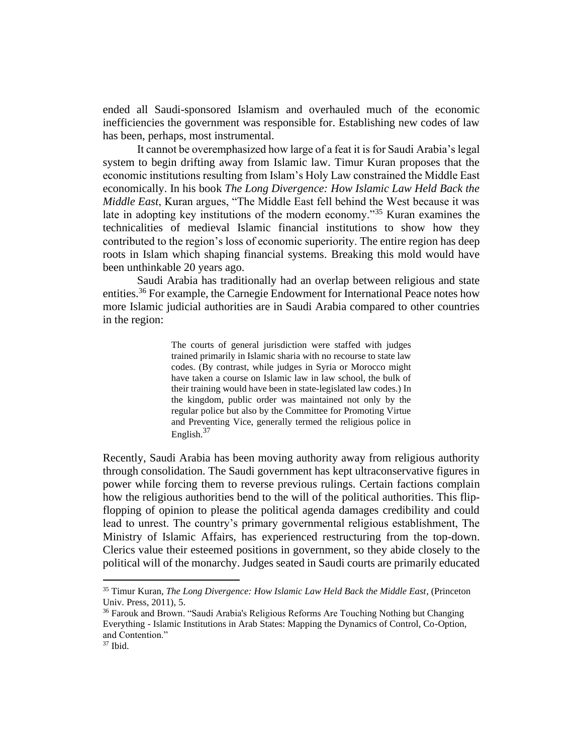ended all Saudi-sponsored Islamism and overhauled much of the economic inefficiencies the government was responsible for. Establishing new codes of law has been, perhaps, most instrumental.

It cannot be overemphasized how large of a feat it is for Saudi Arabia's legal system to begin drifting away from Islamic law. Timur Kuran proposes that the economic institutions resulting from Islam's Holy Law constrained the Middle East economically. In his book *The Long Divergence: How Islamic Law Held Back the Middle East*, Kuran argues, "The Middle East fell behind the West because it was late in adopting key institutions of the modern economy."[35] Kuran examines the technicalities of medieval Islamic financial institutions to show how they contributed to the region's loss of economic superiority. The entire region has deep roots in Islam which shaping financial systems. Breaking this mold would have been unthinkable 20 years ago.

Saudi Arabia has traditionally had an overlap between religious and state entities.[36] For example, the Carnegie Endowment for International Peace notes how more Islamic judicial authorities are in Saudi Arabia compared to other countries in the region:

> The courts of general jurisdiction were staffed with judges trained primarily in Islamic sharia with no recourse to state law codes. (By contrast, while judges in Syria or Morocco might have taken a course on Islamic law in law school, the bulk of their training would have been in state-legislated law codes.) In the kingdom, public order was maintained not only by the regular police but also by the Committee for Promoting Virtue and Preventing Vice, generally termed the religious police in English.[37]

Recently, Saudi Arabia has been moving authority away from religious authority through consolidation. The Saudi government has kept ultraconservative figures in power while forcing them to reverse previous rulings. Certain factions complain how the religious authorities bend to the will of the political authorities. This flip-flopping of opinion to please the political agenda damages credibility and could lead to unrest. The country's primary governmental religious establishment, The Ministry of Islamic Affairs, has experienced restructuring from the top-down. Clerics value their esteemed positions in government, so they abide closely to the political will of the monarchy. Judges seated in Saudi courts are primarily educated

---

[35] Timur Kuran, *The Long Divergence: How Islamic Law Held Back the Middle East*, (Princeton Univ. Press, 2011), 5.

[36] Farouk and Brown. "Saudi Arabia's Religious Reforms Are Touching Nothing but Changing Everything - Islamic Institutions in Arab States: Mapping the Dynamics of Control, Co-Option, and Contention."

[37] Ibid.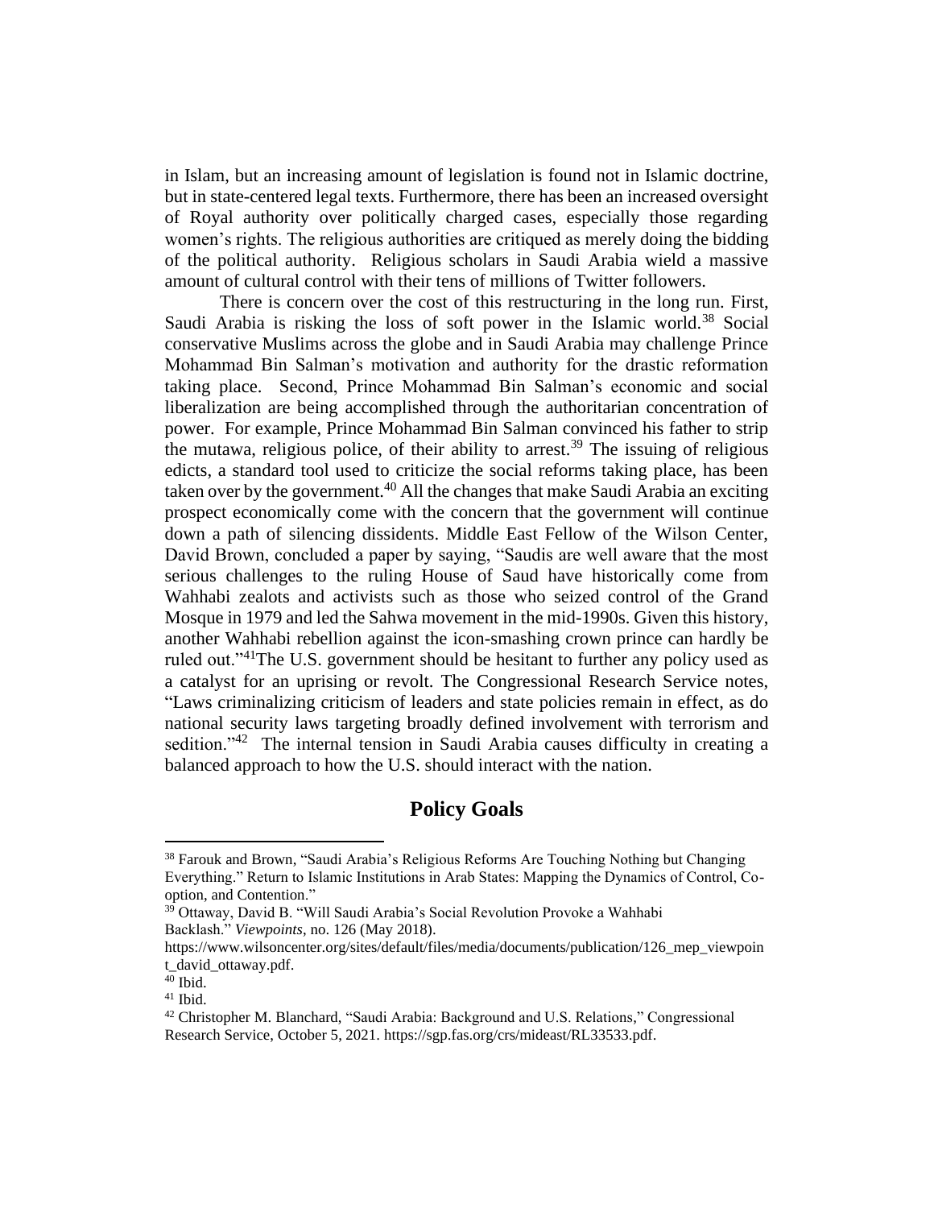in Islam, but an increasing amount of legislation is found not in Islamic doctrine, but in state-centered legal texts. Furthermore, there has been an increased oversight of Royal authority over politically charged cases, especially those regarding women's rights. The religious authorities are critiqued as merely doing the bidding of the political authority. Religious scholars in Saudi Arabia wield a massive amount of cultural control with their tens of millions of Twitter followers.

There is concern over the cost of this restructuring in the long run. First, Saudi Arabia is risking the loss of soft power in the Islamic world.[38] Social conservative Muslims across the globe and in Saudi Arabia may challenge Prince Mohammad Bin Salman's motivation and authority for the drastic reformation taking place. Second, Prince Mohammad Bin Salman's economic and social liberalization are being accomplished through the authoritarian concentration of power. For example, Prince Mohammad Bin Salman convinced his father to strip the mutawa, religious police, of their ability to arrest.[39] The issuing of religious edicts, a standard tool used to criticize the social reforms taking place, has been taken over by the government.[40] All the changes that make Saudi Arabia an exciting prospect economically come with the concern that the government will continue down a path of silencing dissidents. Middle East Fellow of the Wilson Center, David Brown, concluded a paper by saying, "Saudis are well aware that the most serious challenges to the ruling House of Saud have historically come from Wahhabi zealots and activists such as those who seized control of the Grand Mosque in 1979 and led the Sahwa movement in the mid-1990s. Given this history, another Wahhabi rebellion against the icon-smashing crown prince can hardly be ruled out."[41]The U.S. government should be hesitant to further any policy used as a catalyst for an uprising or revolt. The Congressional Research Service notes, "Laws criminalizing criticism of leaders and state policies remain in effect, as do national security laws targeting broadly defined involvement with terrorism and sedition."[42] The internal tension in Saudi Arabia causes difficulty in creating a balanced approach to how the U.S. should interact with the nation.

## Policy Goals

---

[38] Farouk and Brown, "Saudi Arabia's Religious Reforms Are Touching Nothing but Changing Everything." Return to Islamic Institutions in Arab States: Mapping the Dynamics of Control, Co-option, and Contention."

[39] Ottaway, David B. "Will Saudi Arabia's Social Revolution Provoke a Wahhabi Backlash." *Viewpoints*, no. 126 (May 2018). https://www.wilsoncenter.org/sites/default/files/media/documents/publication/126_mep_viewpoint_david_ottaway.pdf.

[40] Ibid.

[41] Ibid.

[42] Christopher M. Blanchard, "Saudi Arabia: Background and U.S. Relations," Congressional Research Service, October 5, 2021. https://sgp.fas.org/crs/mideast/RL33533.pdf.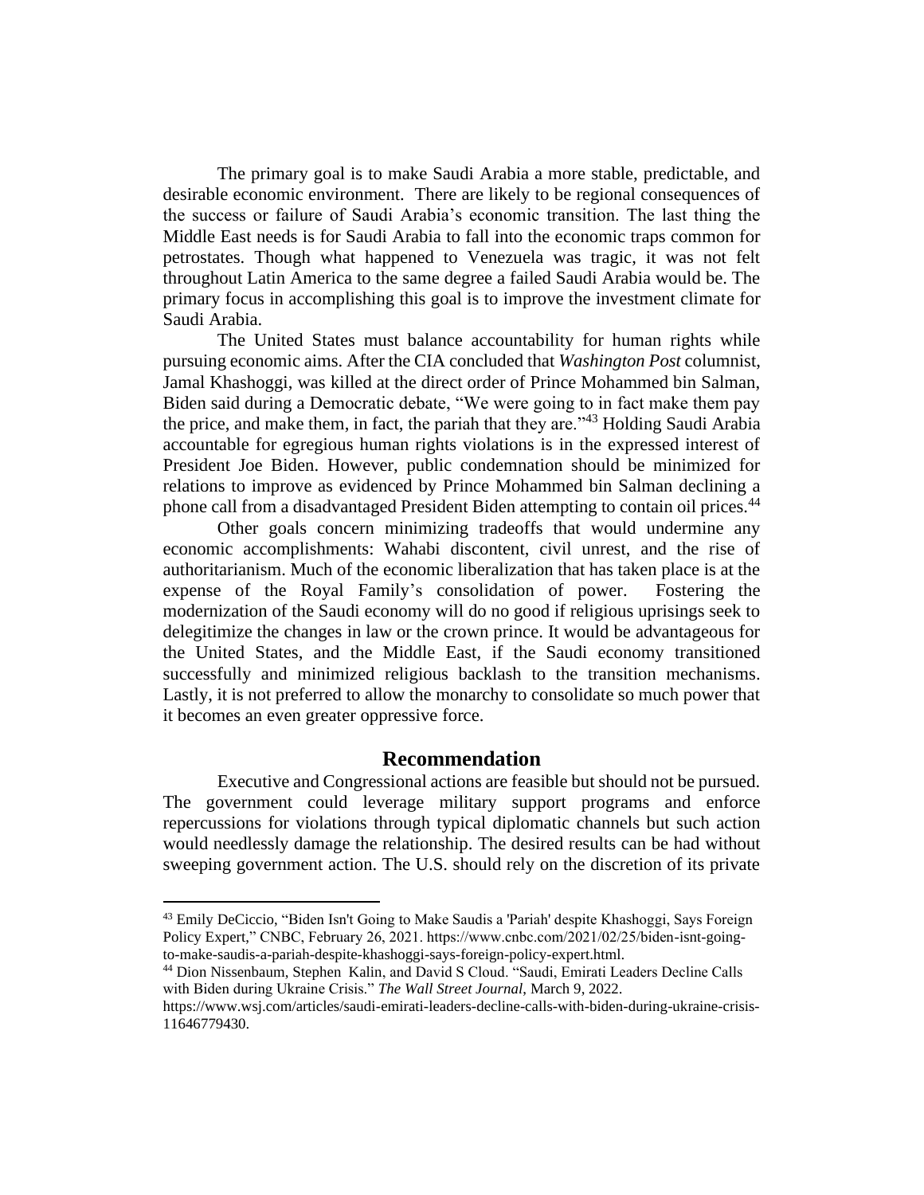The primary goal is to make Saudi Arabia a more stable, predictable, and desirable economic environment. There are likely to be regional consequences of the success or failure of Saudi Arabia's economic transition. The last thing the Middle East needs is for Saudi Arabia to fall into the economic traps common for petrostates. Though what happened to Venezuela was tragic, it was not felt throughout Latin America to the same degree a failed Saudi Arabia would be. The primary focus in accomplishing this goal is to improve the investment climate for Saudi Arabia.

The United States must balance accountability for human rights while pursuing economic aims. After the CIA concluded that *Washington Post* columnist, Jamal Khashoggi, was killed at the direct order of Prince Mohammed bin Salman, Biden said during a Democratic debate, "We were going to in fact make them pay the price, and make them, in fact, the pariah that they are."[43] Holding Saudi Arabia accountable for egregious human rights violations is in the expressed interest of President Joe Biden. However, public condemnation should be minimized for relations to improve as evidenced by Prince Mohammed bin Salman declining a phone call from a disadvantaged President Biden attempting to contain oil prices.[44]

Other goals concern minimizing tradeoffs that would undermine any economic accomplishments: Wahabi discontent, civil unrest, and the rise of authoritarianism. Much of the economic liberalization that has taken place is at the expense of the Royal Family's consolidation of power. Fostering the modernization of the Saudi economy will do no good if religious uprisings seek to delegitimize the changes in law or the crown prince. It would be advantageous for the United States, and the Middle East, if the Saudi economy transitioned successfully and minimized religious backlash to the transition mechanisms. Lastly, it is not preferred to allow the monarchy to consolidate so much power that it becomes an even greater oppressive force.

## Recommendation

Executive and Congressional actions are feasible but should not be pursued. The government could leverage military support programs and enforce repercussions for violations through typical diplomatic channels but such action would needlessly damage the relationship. The desired results can be had without sweeping government action. The U.S. should rely on the discretion of its private

---

[43] Emily DeCiccio, "Biden Isn't Going to Make Saudis a 'Pariah' despite Khashoggi, Says Foreign Policy Expert," CNBC, February 26, 2021. https://www.cnbc.com/2021/02/25/biden-isnt-going-to-make-saudis-a-pariah-despite-khashoggi-says-foreign-policy-expert.html.

[44] Dion Nissenbaum, Stephen Kalin, and David S Cloud. "Saudi, Emirati Leaders Decline Calls with Biden during Ukraine Crisis." *The Wall Street Journal*, March 9, 2022. https://www.wsj.com/articles/saudi-emirati-leaders-decline-calls-with-biden-during-ukraine-crisis-11646779430.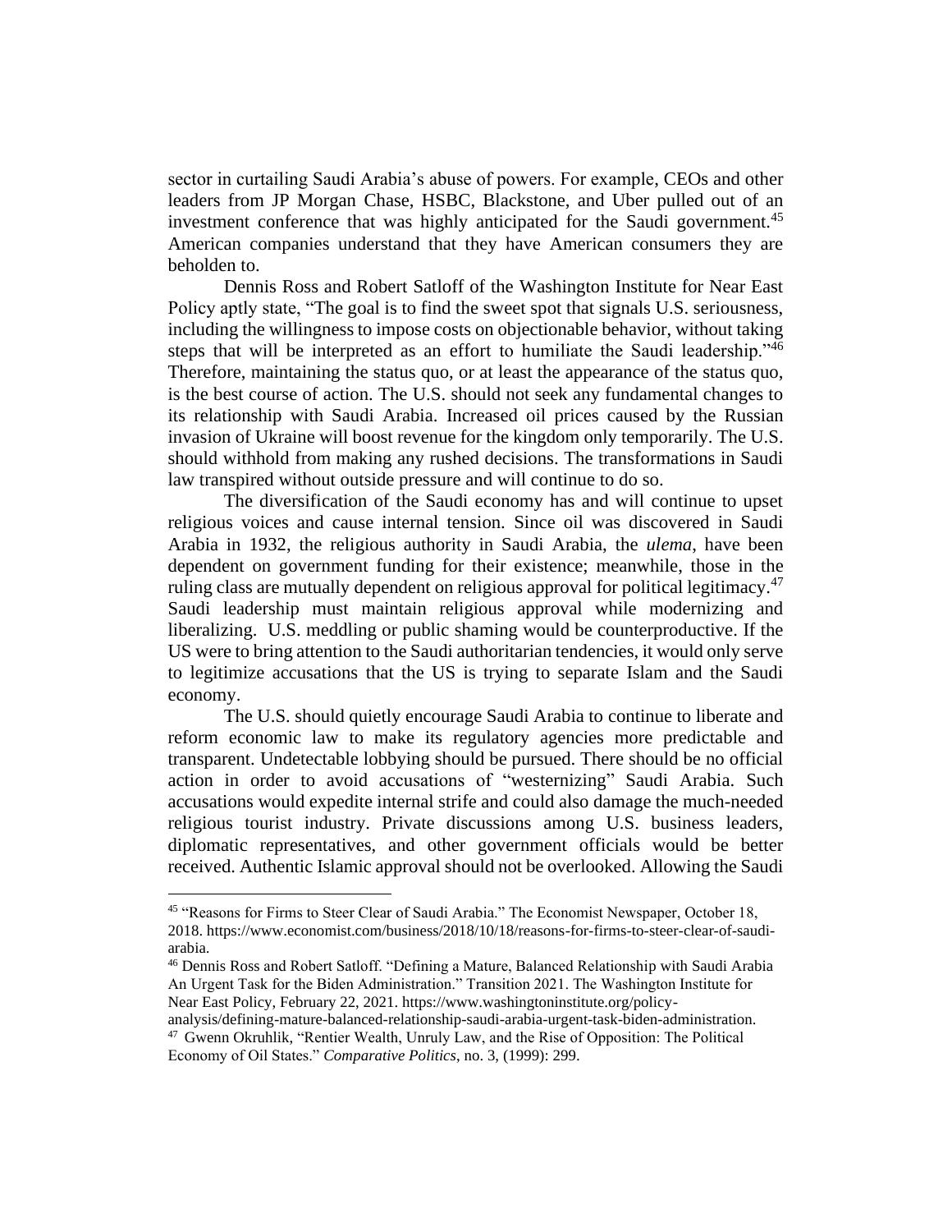sector in curtailing Saudi Arabia's abuse of powers. For example, CEOs and other leaders from JP Morgan Chase, HSBC, Blackstone, and Uber pulled out of an investment conference that was highly anticipated for the Saudi government.[45] American companies understand that they have American consumers they are beholden to.

Dennis Ross and Robert Satloff of the Washington Institute for Near East Policy aptly state, "The goal is to find the sweet spot that signals U.S. seriousness, including the willingness to impose costs on objectionable behavior, without taking steps that will be interpreted as an effort to humiliate the Saudi leadership."[46] Therefore, maintaining the status quo, or at least the appearance of the status quo, is the best course of action. The U.S. should not seek any fundamental changes to its relationship with Saudi Arabia. Increased oil prices caused by the Russian invasion of Ukraine will boost revenue for the kingdom only temporarily. The U.S. should withhold from making any rushed decisions. The transformations in Saudi law transpired without outside pressure and will continue to do so.

The diversification of the Saudi economy has and will continue to upset religious voices and cause internal tension. Since oil was discovered in Saudi Arabia in 1932, the religious authority in Saudi Arabia, the *ulema*, have been dependent on government funding for their existence; meanwhile, those in the ruling class are mutually dependent on religious approval for political legitimacy.[47] Saudi leadership must maintain religious approval while modernizing and liberalizing. U.S. meddling or public shaming would be counterproductive. If the US were to bring attention to the Saudi authoritarian tendencies, it would only serve to legitimize accusations that the US is trying to separate Islam and the Saudi economy.

The U.S. should quietly encourage Saudi Arabia to continue to liberate and reform economic law to make its regulatory agencies more predictable and transparent. Undetectable lobbying should be pursued. There should be no official action in order to avoid accusations of "westernizing" Saudi Arabia. Such accusations would expedite internal strife and could also damage the much-needed religious tourist industry. Private discussions among U.S. business leaders, diplomatic representatives, and other government officials would be better received. Authentic Islamic approval should not be overlooked. Allowing the Saudi

---

[45] "Reasons for Firms to Steer Clear of Saudi Arabia." The Economist Newspaper, October 18, 2018. https://www.economist.com/business/2018/10/18/reasons-for-firms-to-steer-clear-of-saudi-arabia.

[46] Dennis Ross and Robert Satloff. "Defining a Mature, Balanced Relationship with Saudi Arabia An Urgent Task for the Biden Administration." Transition 2021. The Washington Institute for Near East Policy, February 22, 2021. https://www.washingtoninstitute.org/policy-analysis/defining-mature-balanced-relationship-saudi-arabia-urgent-task-biden-administration.

[47] Gwenn Okruhlik, "Rentier Wealth, Unruly Law, and the Rise of Opposition: The Political Economy of Oil States." *Comparative Politics*, no. 3, (1999): 299.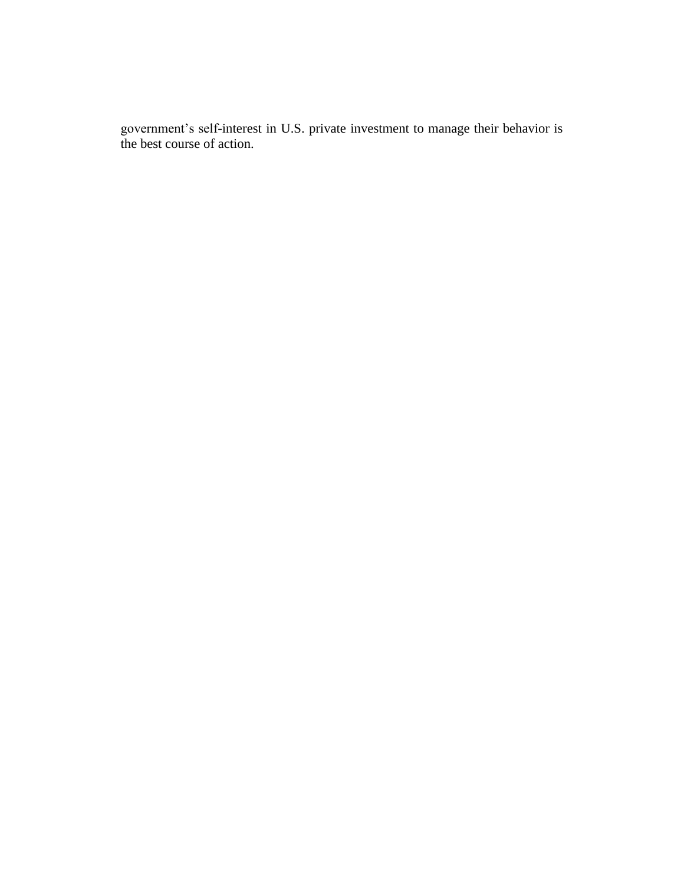government’s self-interest in U.S. private investment to manage their behavior is the best course of action.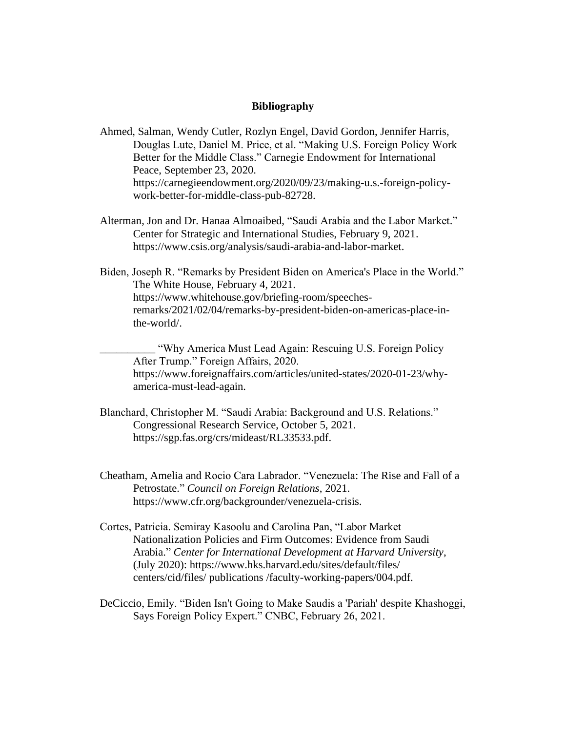**Bibliography**

Ahmed, Salman, Wendy Cutler, Rozlyn Engel, David Gordon, Jennifer Harris, Douglas Lute, Daniel M. Price, et al. "Making U.S. Foreign Policy Work Better for the Middle Class." Carnegie Endowment for International Peace, September 23, 2020. https://carnegieendowment.org/2020/09/23/making-u.s.-foreign-policy-work-better-for-middle-class-pub-82728.

Alterman, Jon and Dr. Hanaa Almoaibed, "Saudi Arabia and the Labor Market." Center for Strategic and International Studies, February 9, 2021. https://www.csis.org/analysis/saudi-arabia-and-labor-market.

Biden, Joseph R. "Remarks by President Biden on America's Place in the World." The White House, February 4, 2021. https://www.whitehouse.gov/briefing-room/speeches-remarks/2021/02/04/remarks-by-president-biden-on-americas-place-in-the-world/.

__________ "Why America Must Lead Again: Rescuing U.S. Foreign Policy After Trump." Foreign Affairs, 2020. https://www.foreignaffairs.com/articles/united-states/2020-01-23/why-america-must-lead-again.

Blanchard, Christopher M. "Saudi Arabia: Background and U.S. Relations." Congressional Research Service, October 5, 2021. https://sgp.fas.org/crs/mideast/RL33533.pdf.

Cheatham, Amelia and Rocio Cara Labrador. "Venezuela: The Rise and Fall of a Petrostate." *Council on Foreign Relations*, 2021. https://www.cfr.org/backgrounder/venezuela-crisis.

Cortes, Patricia. Semiray Kasoolu and Carolina Pan, "Labor Market Nationalization Policies and Firm Outcomes: Evidence from Saudi Arabia." *Center for International Development at Harvard University*, (July 2020): https://www.hks.harvard.edu/sites/default/files/ centers/cid/files/ publications /faculty-working-papers/004.pdf.

DeCiccio, Emily. "Biden Isn't Going to Make Saudis a 'Pariah' despite Khashoggi, Says Foreign Policy Expert." CNBC, February 26, 2021.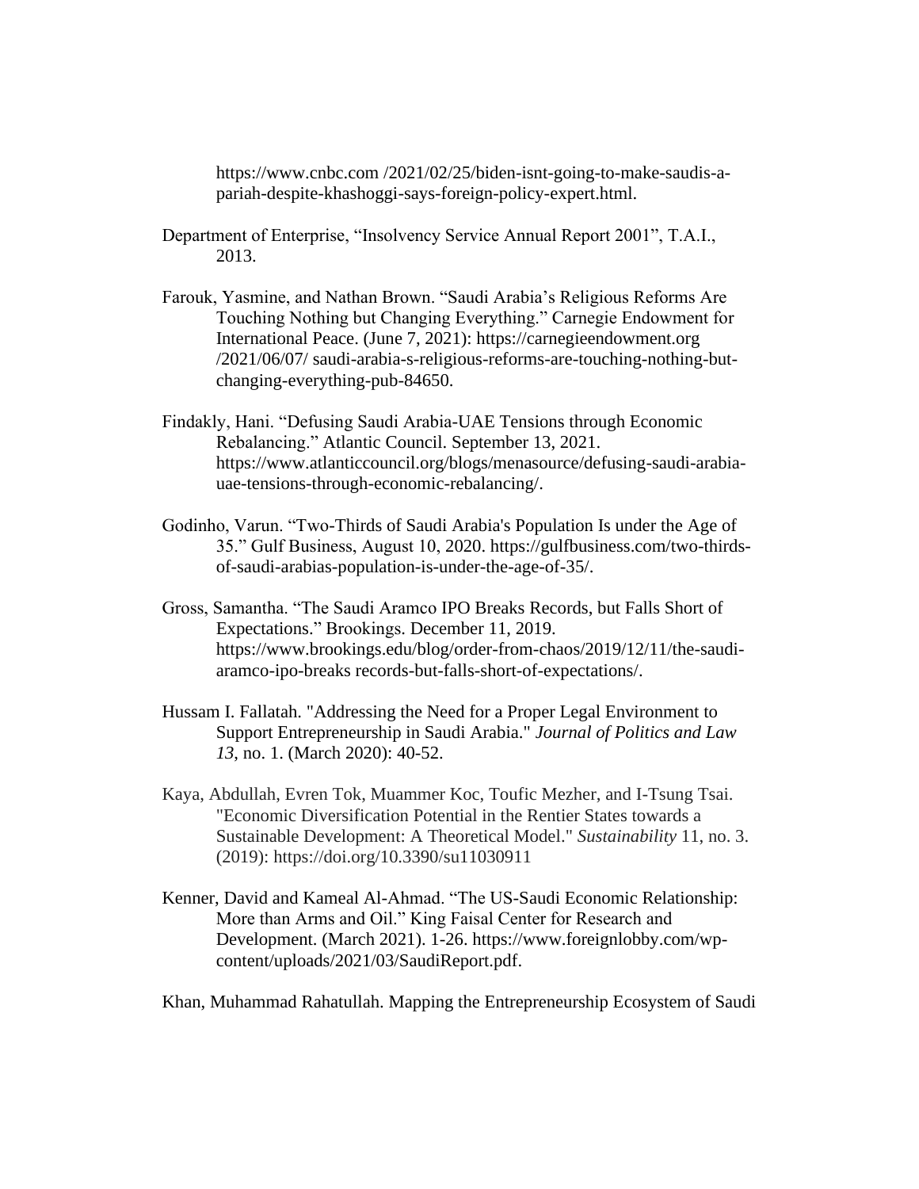https://www.cnbc.com /2021/02/25/biden-isnt-going-to-make-saudis-a-pariah-despite-khashoggi-says-foreign-policy-expert.html.

Department of Enterprise, "Insolvency Service Annual Report 2001", T.A.I., 2013.

Farouk, Yasmine, and Nathan Brown. "Saudi Arabia's Religious Reforms Are Touching Nothing but Changing Everything." Carnegie Endowment for International Peace. (June 7, 2021): https://carnegieendowment.org /2021/06/07/ saudi-arabia-s-religious-reforms-are-touching-nothing-but-changing-everything-pub-84650.

Findakly, Hani. "Defusing Saudi Arabia-UAE Tensions through Economic Rebalancing." Atlantic Council. September 13, 2021. https://www.atlanticcouncil.org/blogs/menasource/defusing-saudi-arabia-uae-tensions-through-economic-rebalancing/.

Godinho, Varun. "Two-Thirds of Saudi Arabia's Population Is under the Age of 35." Gulf Business, August 10, 2020. https://gulfbusiness.com/two-thirds-of-saudi-arabias-population-is-under-the-age-of-35/.

Gross, Samantha. "The Saudi Aramco IPO Breaks Records, but Falls Short of Expectations." Brookings. December 11, 2019. https://www.brookings.edu/blog/order-from-chaos/2019/12/11/the-saudi-aramco-ipo-breaks records-but-falls-short-of-expectations/.

Hussam I. Fallatah. "Addressing the Need for a Proper Legal Environment to Support Entrepreneurship in Saudi Arabia." *Journal of Politics and Law 13*, no. 1. (March 2020): 40-52.

Kaya, Abdullah, Evren Tok, Muammer Koc, Toufic Mezher, and I-Tsung Tsai. "Economic Diversification Potential in the Rentier States towards a Sustainable Development: A Theoretical Model." *Sustainability* 11, no. 3. (2019): https://doi.org/10.3390/su11030911

Kenner, David and Kameal Al-Ahmad. "The US-Saudi Economic Relationship: More than Arms and Oil." King Faisal Center for Research and Development. (March 2021). 1-26. https://www.foreignlobby.com/wp-content/uploads/2021/03/SaudiReport.pdf.

Khan, Muhammad Rahatullah. Mapping the Entrepreneurship Ecosystem of Saudi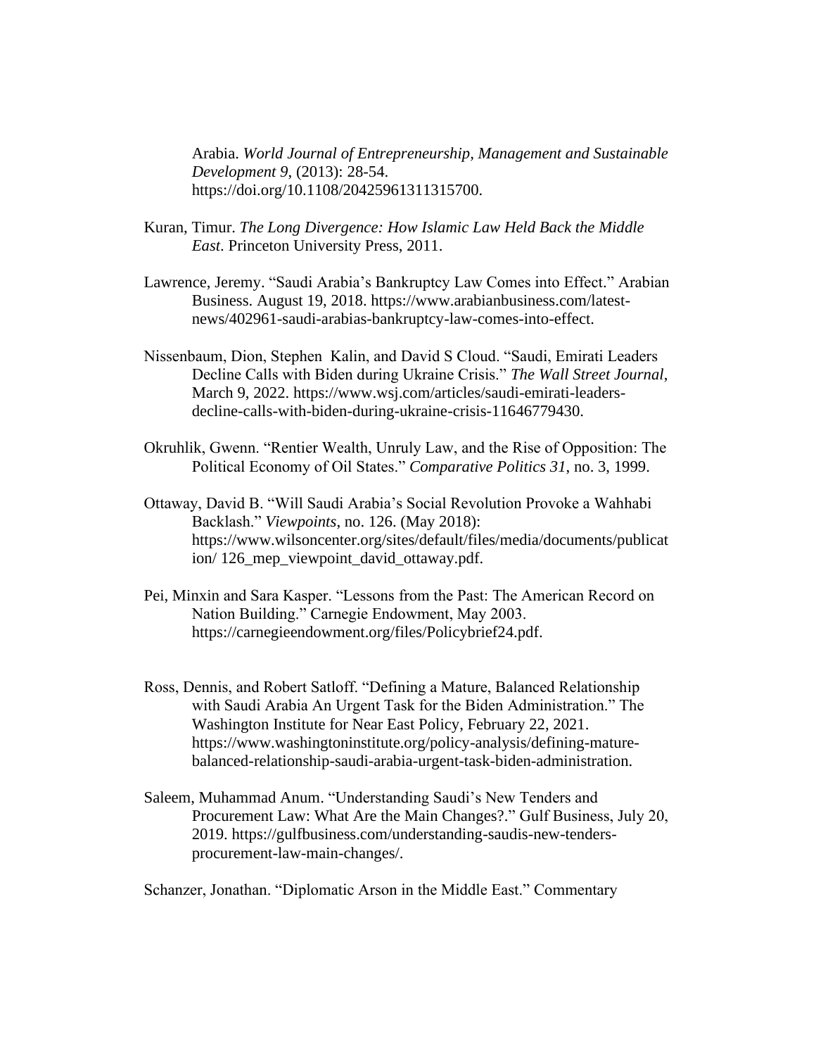Arabia. *World Journal of Entrepreneurship, Management and Sustainable Development 9*, (2013): 28-54. https://doi.org/10.1108/20425961311315700.

Kuran, Timur. *The Long Divergence: How Islamic Law Held Back the Middle East*. Princeton University Press, 2011.

Lawrence, Jeremy. "Saudi Arabia's Bankruptcy Law Comes into Effect." Arabian Business. August 19, 2018. https://www.arabianbusiness.com/latest-news/402961-saudi-arabias-bankruptcy-law-comes-into-effect.

Nissenbaum, Dion, Stephen Kalin, and David S Cloud. "Saudi, Emirati Leaders Decline Calls with Biden during Ukraine Crisis." *The Wall Street Journal*, March 9, 2022. https://www.wsj.com/articles/saudi-emirati-leaders-decline-calls-with-biden-during-ukraine-crisis-11646779430.

Okruhlik, Gwenn. "Rentier Wealth, Unruly Law, and the Rise of Opposition: The Political Economy of Oil States." *Comparative Politics 31*, no. 3, 1999.

Ottaway, David B. "Will Saudi Arabia's Social Revolution Provoke a Wahhabi Backlash." *Viewpoints*, no. 126. (May 2018): https://www.wilsoncenter.org/sites/default/files/media/documents/publication/ 126_mep_viewpoint_david_ottaway.pdf.

Pei, Minxin and Sara Kasper. "Lessons from the Past: The American Record on Nation Building." Carnegie Endowment, May 2003. https://carnegieendowment.org/files/Policybrief24.pdf.

Ross, Dennis, and Robert Satloff. "Defining a Mature, Balanced Relationship with Saudi Arabia An Urgent Task for the Biden Administration." The Washington Institute for Near East Policy, February 22, 2021. https://www.washingtoninstitute.org/policy-analysis/defining-mature-balanced-relationship-saudi-arabia-urgent-task-biden-administration.

Saleem, Muhammad Anum. "Understanding Saudi's New Tenders and Procurement Law: What Are the Main Changes?." Gulf Business, July 20, 2019. https://gulfbusiness.com/understanding-saudis-new-tenders-procurement-law-main-changes/.

Schanzer, Jonathan. "Diplomatic Arson in the Middle East." Commentary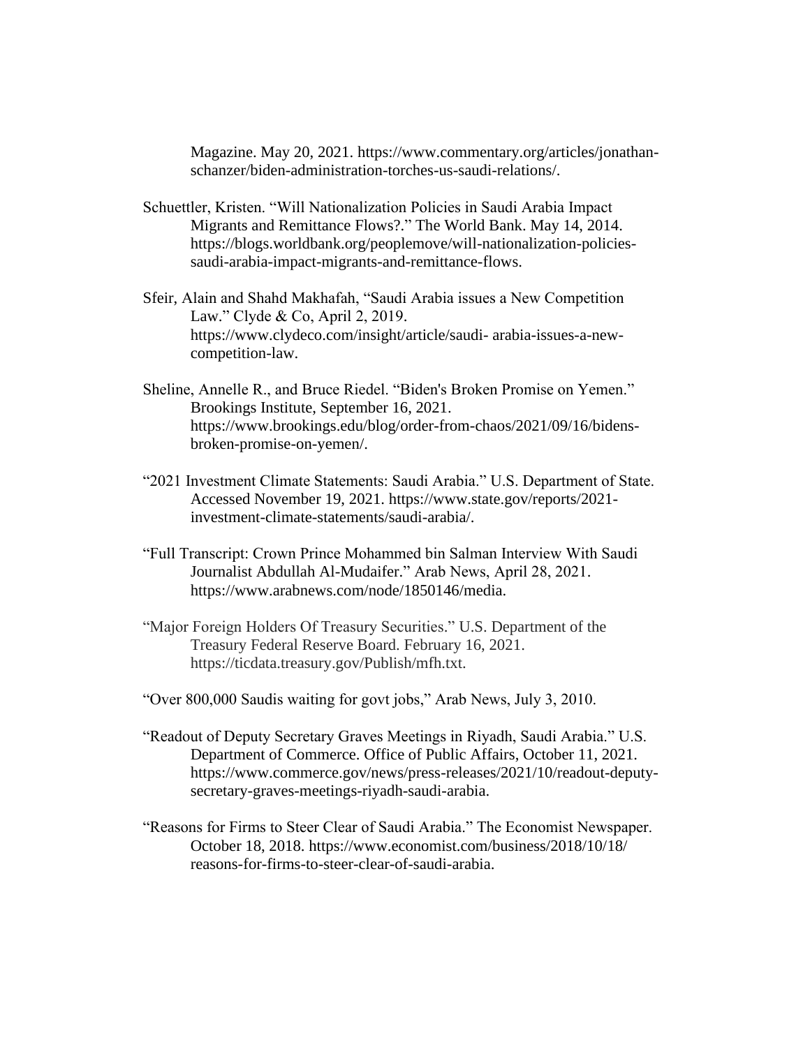Magazine. May 20, 2021. https://www.commentary.org/articles/jonathan-schanzer/biden-administration-torches-us-saudi-relations/.

Schuettler, Kristen. "Will Nationalization Policies in Saudi Arabia Impact Migrants and Remittance Flows?." The World Bank. May 14, 2014. https://blogs.worldbank.org/peoplemove/will-nationalization-policies-saudi-arabia-impact-migrants-and-remittance-flows.

Sfeir, Alain and Shahd Makhafah, "Saudi Arabia issues a New Competition Law." Clyde & Co, April 2, 2019. https://www.clydeco.com/insight/article/saudi- arabia-issues-a-new-competition-law.

Sheline, Annelle R., and Bruce Riedel. "Biden's Broken Promise on Yemen." Brookings Institute, September 16, 2021. https://www.brookings.edu/blog/order-from-chaos/2021/09/16/bidens-broken-promise-on-yemen/.

"2021 Investment Climate Statements: Saudi Arabia." U.S. Department of State. Accessed November 19, 2021. https://www.state.gov/reports/2021-investment-climate-statements/saudi-arabia/.

"Full Transcript: Crown Prince Mohammed bin Salman Interview With Saudi Journalist Abdullah Al-Mudaifer." Arab News, April 28, 2021. https://www.arabnews.com/node/1850146/media.

"Major Foreign Holders Of Treasury Securities." U.S. Department of the Treasury Federal Reserve Board. February 16, 2021. https://ticdata.treasury.gov/Publish/mfh.txt.

"Over 800,000 Saudis waiting for govt jobs," Arab News, July 3, 2010.

"Readout of Deputy Secretary Graves Meetings in Riyadh, Saudi Arabia." U.S. Department of Commerce. Office of Public Affairs, October 11, 2021. https://www.commerce.gov/news/press-releases/2021/10/readout-deputy-secretary-graves-meetings-riyadh-saudi-arabia.

"Reasons for Firms to Steer Clear of Saudi Arabia." The Economist Newspaper. October 18, 2018. https://www.economist.com/business/2018/10/18/reasons-for-firms-to-steer-clear-of-saudi-arabia.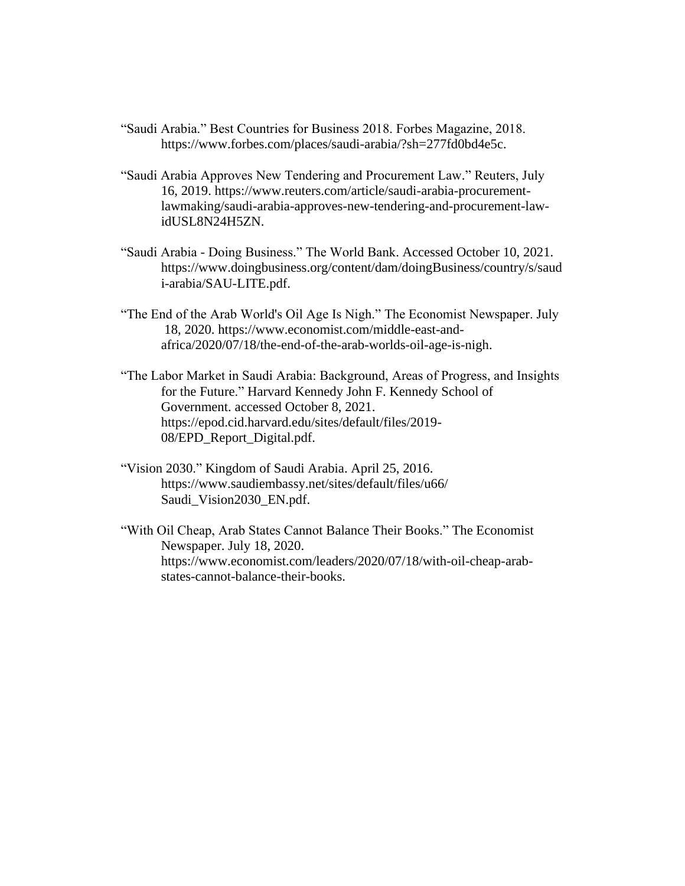"Saudi Arabia." Best Countries for Business 2018. Forbes Magazine, 2018. https://www.forbes.com/places/saudi-arabia/?sh=277fd0bd4e5c.

"Saudi Arabia Approves New Tendering and Procurement Law." Reuters, July 16, 2019. https://www.reuters.com/article/saudi-arabia-procurement-lawmaking/saudi-arabia-approves-new-tendering-and-procurement-law-idUSL8N24H5ZN.

"Saudi Arabia - Doing Business." The World Bank. Accessed October 10, 2021. https://www.doingbusiness.org/content/dam/doingBusiness/country/s/saudi-arabia/SAU-LITE.pdf.

"The End of the Arab World's Oil Age Is Nigh." The Economist Newspaper. July 18, 2020. https://www.economist.com/middle-east-and-africa/2020/07/18/the-end-of-the-arab-worlds-oil-age-is-nigh.

"The Labor Market in Saudi Arabia: Background, Areas of Progress, and Insights for the Future." Harvard Kennedy John F. Kennedy School of Government. accessed October 8, 2021. https://epod.cid.harvard.edu/sites/default/files/2019-08/EPD_Report_Digital.pdf.

"Vision 2030." Kingdom of Saudi Arabia. April 25, 2016. https://www.saudiembassy.net/sites/default/files/u66/Saudi_Vision2030_EN.pdf.

"With Oil Cheap, Arab States Cannot Balance Their Books." The Economist Newspaper. July 18, 2020. https://www.economist.com/leaders/2020/07/18/with-oil-cheap-arab-states-cannot-balance-their-books.